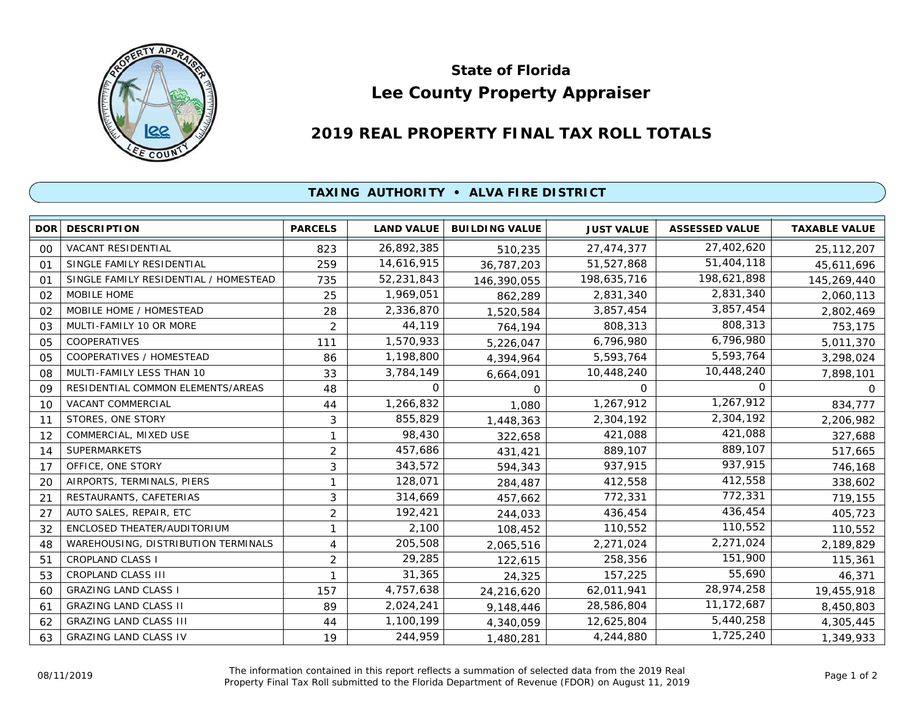# State of Florida
# Lee County Property Appraiser

## 2019 REAL PROPERTY FINAL TAX ROLL TOTALS

### TAXING AUTHORITY • ALVA FIRE DISTRICT

| DOR | DESCRIPTION | PARCELS | LAND VALUE | BUILDING VALUE | JUST VALUE | ASSESSED VALUE | TAXABLE VALUE |
|---|---|---|---|---|---|---|---|
| 00 | VACANT RESIDENTIAL | 823 | 26,892,385 | 510,235 | 27,474,377 | 27,402,620 | 25,112,207 |
| 01 | SINGLE FAMILY RESIDENTIAL | 259 | 14,616,915 | 36,787,203 | 51,527,868 | 51,404,118 | 45,611,696 |
| 01 | SINGLE FAMILY RESIDENTIAL / HOMESTEAD | 735 | 52,231,843 | 146,390,055 | 198,635,716 | 198,621,898 | 145,269,440 |
| 02 | MOBILE HOME | 25 | 1,969,051 | 862,289 | 2,831,340 | 2,831,340 | 2,060,113 |
| 02 | MOBILE HOME / HOMESTEAD | 28 | 2,336,870 | 1,520,584 | 3,857,454 | 3,857,454 | 2,802,469 |
| 03 | MULTI-FAMILY 10 OR MORE | 2 | 44,119 | 764,194 | 808,313 | 808,313 | 753,175 |
| 05 | COOPERATIVES | 111 | 1,570,933 | 5,226,047 | 6,796,980 | 6,796,980 | 5,011,370 |
| 05 | COOPERATIVES / HOMESTEAD | 86 | 1,198,800 | 4,394,964 | 5,593,764 | 5,593,764 | 3,298,024 |
| 08 | MULTI-FAMILY LESS THAN 10 | 33 | 3,784,149 | 6,664,091 | 10,448,240 | 10,448,240 | 7,898,101 |
| 09 | RESIDENTIAL COMMON ELEMENTS/AREAS | 48 | 0 | 0 | 0 | 0 | 0 |
| 10 | VACANT COMMERCIAL | 44 | 1,266,832 | 1,080 | 1,267,912 | 1,267,912 | 834,777 |
| 11 | STORES, ONE STORY | 3 | 855,829 | 1,448,363 | 2,304,192 | 2,304,192 | 2,206,982 |
| 12 | COMMERCIAL, MIXED USE | 1 | 98,430 | 322,658 | 421,088 | 421,088 | 327,688 |
| 14 | SUPERMARKETS | 2 | 457,686 | 431,421 | 889,107 | 889,107 | 517,665 |
| 17 | OFFICE, ONE STORY | 3 | 343,572 | 594,343 | 937,915 | 937,915 | 746,168 |
| 20 | AIRPORTS, TERMINALS, PIERS | 1 | 128,071 | 284,487 | 412,558 | 412,558 | 338,602 |
| 21 | RESTAURANTS, CAFETERIAS | 3 | 314,669 | 457,662 | 772,331 | 772,331 | 719,155 |
| 27 | AUTO SALES, REPAIR, ETC | 2 | 192,421 | 244,033 | 436,454 | 436,454 | 405,723 |
| 32 | ENCLOSED THEATER/AUDITORIUM | 1 | 2,100 | 108,452 | 110,552 | 110,552 | 110,552 |
| 48 | WAREHOUSING, DISTRIBUTION TERMINALS | 4 | 205,508 | 2,065,516 | 2,271,024 | 2,271,024 | 2,189,829 |
| 51 | CROPLAND CLASS I | 2 | 29,285 | 122,615 | 258,356 | 151,900 | 115,361 |
| 53 | CROPLAND CLASS III | 1 | 31,365 | 24,325 | 157,225 | 55,690 | 46,371 |
| 60 | GRAZING LAND CLASS I | 157 | 4,757,638 | 24,216,620 | 62,011,941 | 28,974,258 | 19,455,918 |
| 61 | GRAZING LAND CLASS II | 89 | 2,024,241 | 9,148,446 | 28,586,804 | 11,172,687 | 8,450,803 |
| 62 | GRAZING LAND CLASS III | 44 | 1,100,199 | 4,340,059 | 12,625,804 | 5,440,258 | 4,305,445 |
| 63 | GRAZING LAND CLASS IV | 19 | 244,959 | 1,480,281 | 4,244,880 | 1,725,240 | 1,349,933 |

08/11/2019

The information contained in this report reflects a summation of selected data from the 2019 Real Property Final Tax Roll submitted to the Florida Department of Revenue (FDOR) on August 11, 2019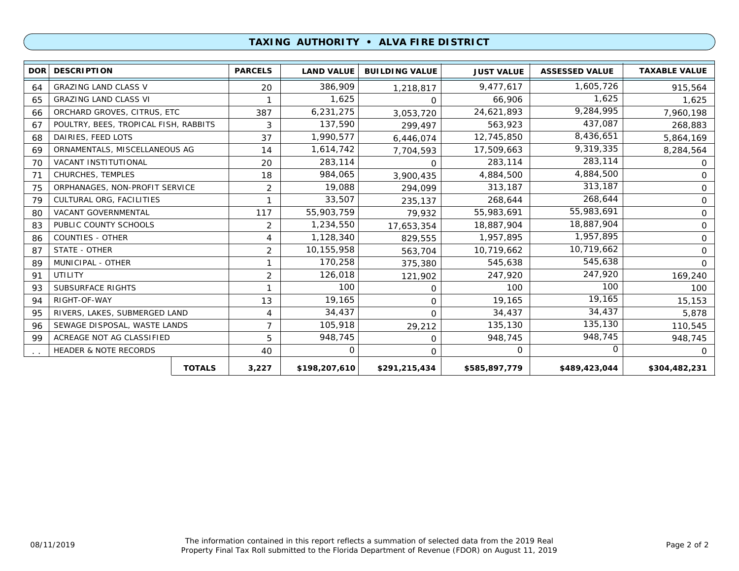## TAXING AUTHORITY • ALVA FIRE DISTRICT

| DOR | DESCRIPTION | PARCELS | LAND VALUE | BUILDING VALUE | JUST VALUE | ASSESSED VALUE | TAXABLE VALUE |
|---|---|---|---|---|---|---|---|
| 64 | GRAZING LAND CLASS V | 20 | 386,909 | 1,218,817 | 9,477,617 | 1,605,726 | 915,564 |
| 65 | GRAZING LAND CLASS VI | 1 | 1,625 | 0 | 66,906 | 1,625 | 1,625 |
| 66 | ORCHARD GROVES, CITRUS, ETC | 387 | 6,231,275 | 3,053,720 | 24,621,893 | 9,284,995 | 7,960,198 |
| 67 | POULTRY, BEES, TROPICAL FISH, RABBITS | 3 | 137,590 | 299,497 | 563,923 | 437,087 | 268,883 |
| 68 | DAIRIES, FEED LOTS | 37 | 1,990,577 | 6,446,074 | 12,745,850 | 8,436,651 | 5,864,169 |
| 69 | ORNAMENTALS, MISCELLANEOUS AG | 14 | 1,614,742 | 7,704,593 | 17,509,663 | 9,319,335 | 8,284,564 |
| 70 | VACANT INSTITUTIONAL | 20 | 283,114 | 0 | 283,114 | 283,114 | 0 |
| 71 | CHURCHES, TEMPLES | 18 | 984,065 | 3,900,435 | 4,884,500 | 4,884,500 | 0 |
| 75 | ORPHANAGES, NON-PROFIT SERVICE | 2 | 19,088 | 294,099 | 313,187 | 313,187 | 0 |
| 79 | CULTURAL ORG, FACILITIES | 1 | 33,507 | 235,137 | 268,644 | 268,644 | 0 |
| 80 | VACANT GOVERNMENTAL | 117 | 55,903,759 | 79,932 | 55,983,691 | 55,983,691 | 0 |
| 83 | PUBLIC COUNTY SCHOOLS | 2 | 1,234,550 | 17,653,354 | 18,887,904 | 18,887,904 | 0 |
| 86 | COUNTIES - OTHER | 4 | 1,128,340 | 829,555 | 1,957,895 | 1,957,895 | 0 |
| 87 | STATE - OTHER | 2 | 10,155,958 | 563,704 | 10,719,662 | 10,719,662 | 0 |
| 89 | MUNICIPAL - OTHER | 1 | 170,258 | 375,380 | 545,638 | 545,638 | 0 |
| 91 | UTILITY | 2 | 126,018 | 121,902 | 247,920 | 247,920 | 169,240 |
| 93 | SUBSURFACE RIGHTS | 1 | 100 | 0 | 100 | 100 | 100 |
| 94 | RIGHT-OF-WAY | 13 | 19,165 | 0 | 19,165 | 19,165 | 15,153 |
| 95 | RIVERS, LAKES, SUBMERGED LAND | 4 | 34,437 | 0 | 34,437 | 34,437 | 5,878 |
| 96 | SEWAGE DISPOSAL, WASTE LANDS | 7 | 105,918 | 29,212 | 135,130 | 135,130 | 110,545 |
| 99 | ACREAGE NOT AG CLASSIFIED | 5 | 948,745 | 0 | 948,745 | 948,745 | 948,745 |
| .. | HEADER & NOTE RECORDS | 40 | 0 | 0 | 0 | 0 | 0 |
| | **TOTALS** | **3,227** | **$198,207,610** | **$291,215,434** | **$585,897,779** | **$489,423,044** | **$304,482,231** |

08/11/2019

The information contained in this report reflects a summation of selected data from the 2019 Real Property Final Tax Roll submitted to the Florida Department of Revenue (FDOR) on August 11, 2019